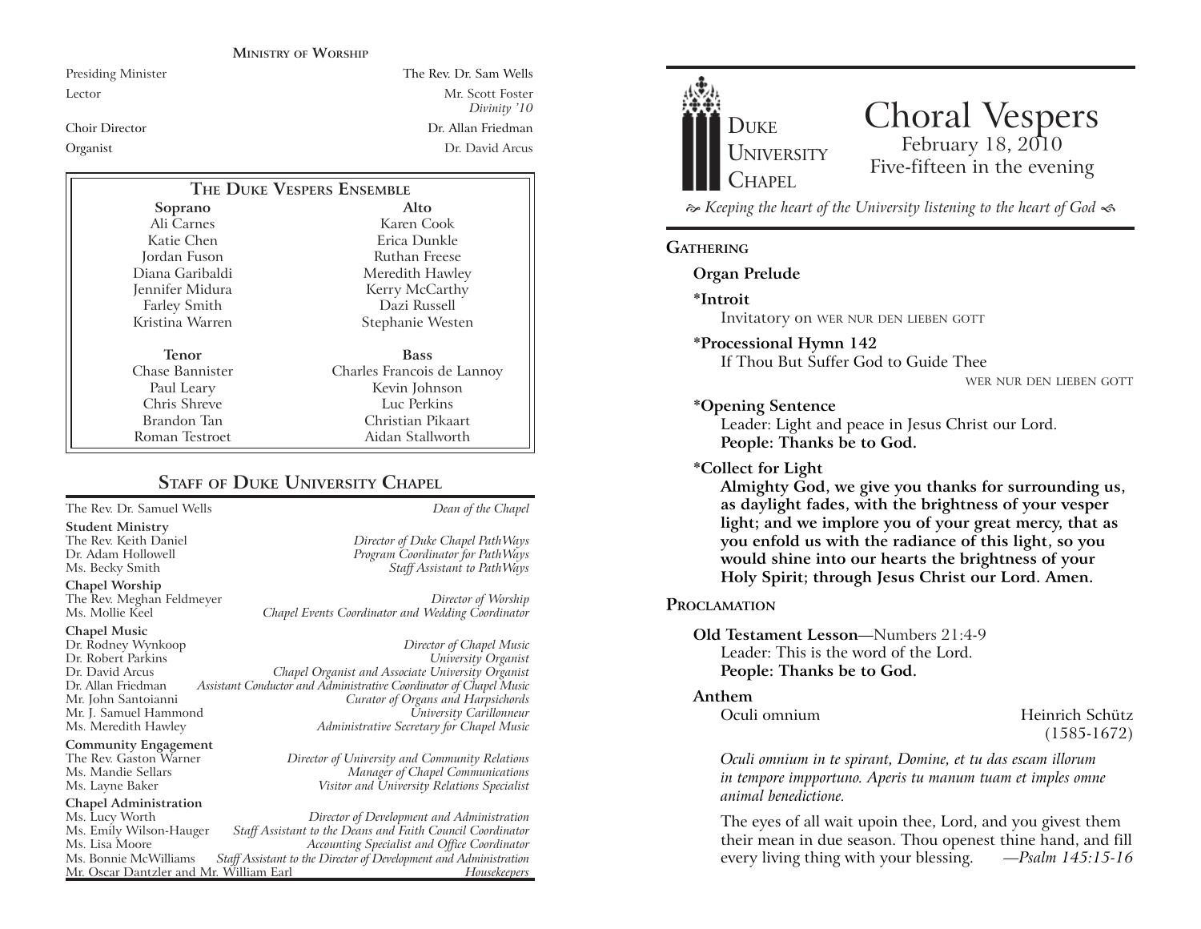## Ministry of Worship

| | |
|---|---|
| Presiding Minister | The Rev. Dr. Sam Wells |
| Lector | Mr. Scott Foster *Divinity '10* |
| Choir Director | Dr. Allan Friedman |
| Organist | Dr. David Arcus |

## The Duke Vespers Ensemble

| Soprano | Alto |
|---|---|
| Ali Carnes | Karen Cook |
| Katie Chen | Erica Dunkle |
| Jordan Fuson | Ruthan Freese |
| Diana Garibaldi | Meredith Hawley |
| Jennifer Midura | Kerry McCarthy |
| Farley Smith | Dazi Russell |
| Kristina Warren | Stephanie Westen |

| Tenor | Bass |
|---|---|
| Chase Bannister | Charles Francois de Lannoy |
| Paul Leary | Kevin Johnson |
| Chris Shreve | Luc Perkins |
| Brandon Tan | Christian Pikaart |
| Roman Testroet | Aidan Stallworth |

## Staff of Duke University Chapel

| | |
|---|---|
| The Rev. Dr. Samuel Wells | *Dean of the Chapel* |
| **Student Ministry** | |
| The Rev. Keith Daniel | *Director of Duke Chapel PathWays* |
| Dr. Adam Hollowell | *Program Coordinator for PathWays* |
| Ms. Becky Smith | *Staff Assistant to PathWays* |
| **Chapel Worship** | |
| The Rev. Meghan Feldmeyer | *Director of Worship* |
| Ms. Mollie Keel | *Chapel Events Coordinator and Wedding Coordinator* |
| **Chapel Music** | |
| Dr. Rodney Wynkoop | *Director of Chapel Music* |
| Dr. Robert Parkins | *University Organist* |
| Dr. David Arcus | *Chapel Organist and Associate University Organist* |
| Dr. Allan Friedman | *Assistant Conductor and Administrative Coordinator of Chapel Music* |
| Mr. John Santoianni | *Curator of Organs and Harpsichords* |
| Mr. J. Samuel Hammond | *University Carillonneur* |
| Ms. Meredith Hawley | *Administrative Secretary for Chapel Music* |
| **Community Engagement** | |
| The Rev. Gaston Warner | *Director of University and Community Relations* |
| Ms. Mandie Sellars | *Manager of Chapel Communications* |
| Ms. Layne Baker | *Visitor and University Relations Specialist* |
| **Chapel Administration** | |
| Ms. Lucy Worth | *Director of Development and Administration* |
| Ms. Emily Wilson-Hauger | *Staff Assistant to the Deans and Faith Council Coordinator* |
| Ms. Lisa Moore | *Accounting Specialist and Office Coordinator* |
| Ms. Bonnie McWilliams | *Staff Assistant to the Director of Development and Administration* |
| Mr. Oscar Dantzler and Mr. William Earl | *Housekeepers* |

Duke University Chapel

# Choral Vespers

February 18, 2010

Five-fifteen in the evening

*Keeping the heart of the University listening to the heart of God*

## Gathering

**Organ Prelude**

**\*Introit**
Invitatory on WER NUR DEN LIEBEN GOTT

**\*Processional Hymn 142**
If Thou But Suffer God to Guide Thee
WER NUR DEN LIEBEN GOTT

**\*Opening Sentence**
Leader: Light and peace in Jesus Christ our Lord.
**People: Thanks be to God.**

**\*Collect for Light**
**Almighty God, we give you thanks for surrounding us, as daylight fades, with the brightness of your vesper light; and we implore you of your great mercy, that as you enfold us with the radiance of this light, so you would shine into our hearts the brightness of your Holy Spirit; through Jesus Christ our Lord. Amen.**

## Proclamation

**Old Testament Lesson**—Numbers 21:4-9
Leader: This is the word of the Lord.
**People: Thanks be to God.**

**Anthem**
Oculi omnium — Heinrich Schütz (1585-1672)

*Oculi omnium in te spirant, Domine, et tu das escam illorum in tempore impportuno. Aperis tu manum tuam et imples omne animal benedictione.*

The eyes of all wait upoin thee, Lord, and you givest them their mean in due season. Thou openest thine hand, and fill every living thing with your blessing. —*Psalm 145:15-16*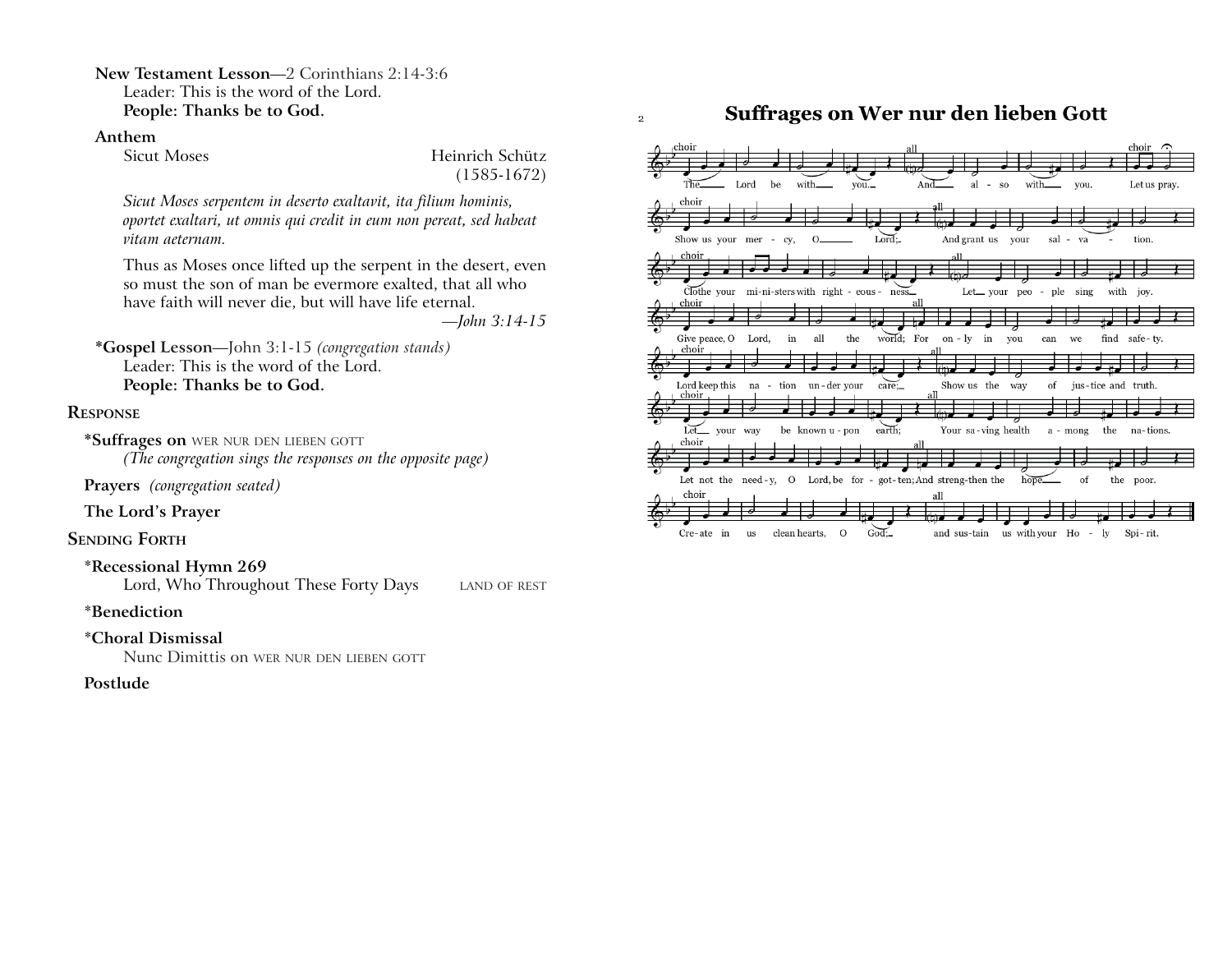**New Testament Lesson**—2 Corinthians 2:14-3:6
Leader: This is the word of the Lord.
**People: Thanks be to God.**

**Anthem**
Sicut Moses — Heinrich Schütz (1585-1672)

*Sicut Moses serpentem in deserto exaltavit, ita filium hominis, oportet exaltari, ut omnis qui credit in eum non pereat, sed habeat vitam aeternam.*

Thus as Moses once lifted up the serpent in the desert, even so must the son of man be evermore exalted, that all who have faith will never die, but will have life eternal.
*—John 3:14-15*

***Gospel Lesson**—John 3:1-15 *(congregation stands)*
Leader: This is the word of the Lord.
**People: Thanks be to God.**

## Response

***Suffrages on** WER NUR DEN LIEBEN GOTT
*(The congregation sings the responses on the opposite page)*

**Prayers** *(congregation seated)*

**The Lord's Prayer**

## Sending Forth

***Recessional Hymn 269**
Lord, Who Throughout These Forty Days — LAND OF REST

***Benediction**

***Choral Dismissal**
Nunc Dimittis on WER NUR DEN LIEBEN GOTT

**Postlude**

# Suffrages on Wer nur den lieben Gott

choir: The Lord be with you.
all: And also with you.
choir: Let us pray.

choir: Show us your mercy, O Lord;
all: And grant us your salvation.

choir: Clothe your ministers with righteousness.
all: Let your people sing with joy.

choir: Give peace, O Lord, in all the world;
all: For only in you can we find safety.

choir: Lord keep this nation under your care;
all: Show us the way of justice and truth.

choir: Let your way be known upon earth;
all: Your saving health among the nations.

choir: Let not the needy, O Lord, be forgotten;
all: And strengthen the hope of the poor.

choir: Create in us clean hearts, O God;
all: and sustain us with your Holy Spirit.